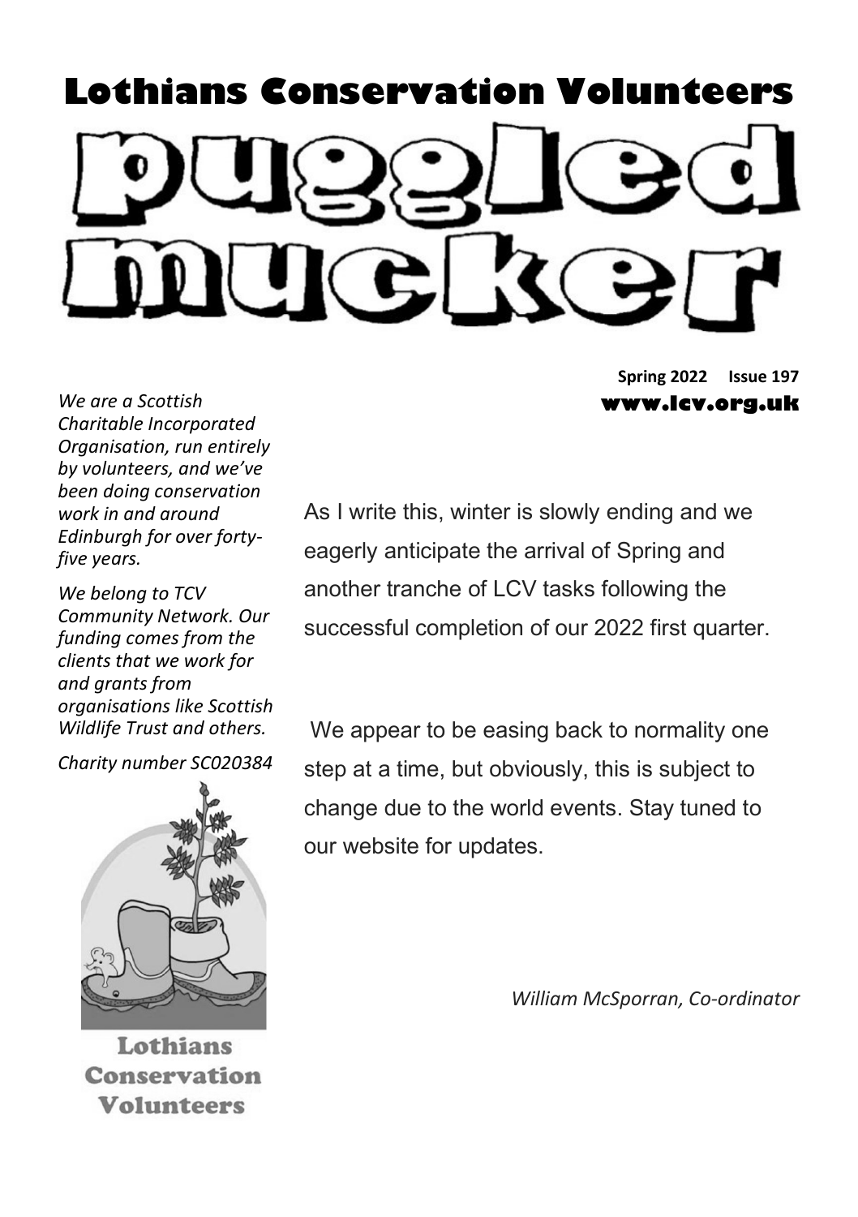# Lothians Conservation Volunteers

# puggled mucker

**Spring 2022 Issue 197**

**www.lcv.org.uk**

*We are a Scottish Charitable Incorporated Organisation, run entirely by volunteers, and we've been doing conservation work in and around Edinburgh for over forty-five years.*

*We belong to TCV Community Network. Our funding comes from the clients that we work for and grants from organisations like Scottish Wildlife Trust and others.*

*Charity number SC020384*

Lothians Conservation Volunteers

As I write this, winter is slowly ending and we eagerly anticipate the arrival of Spring and another tranche of LCV tasks following the successful completion of our 2022 first quarter.

We appear to be easing back to normality one step at a time, but obviously, this is subject to change due to the world events. Stay tuned to our website for updates.

*William McSporran, Co-ordinator*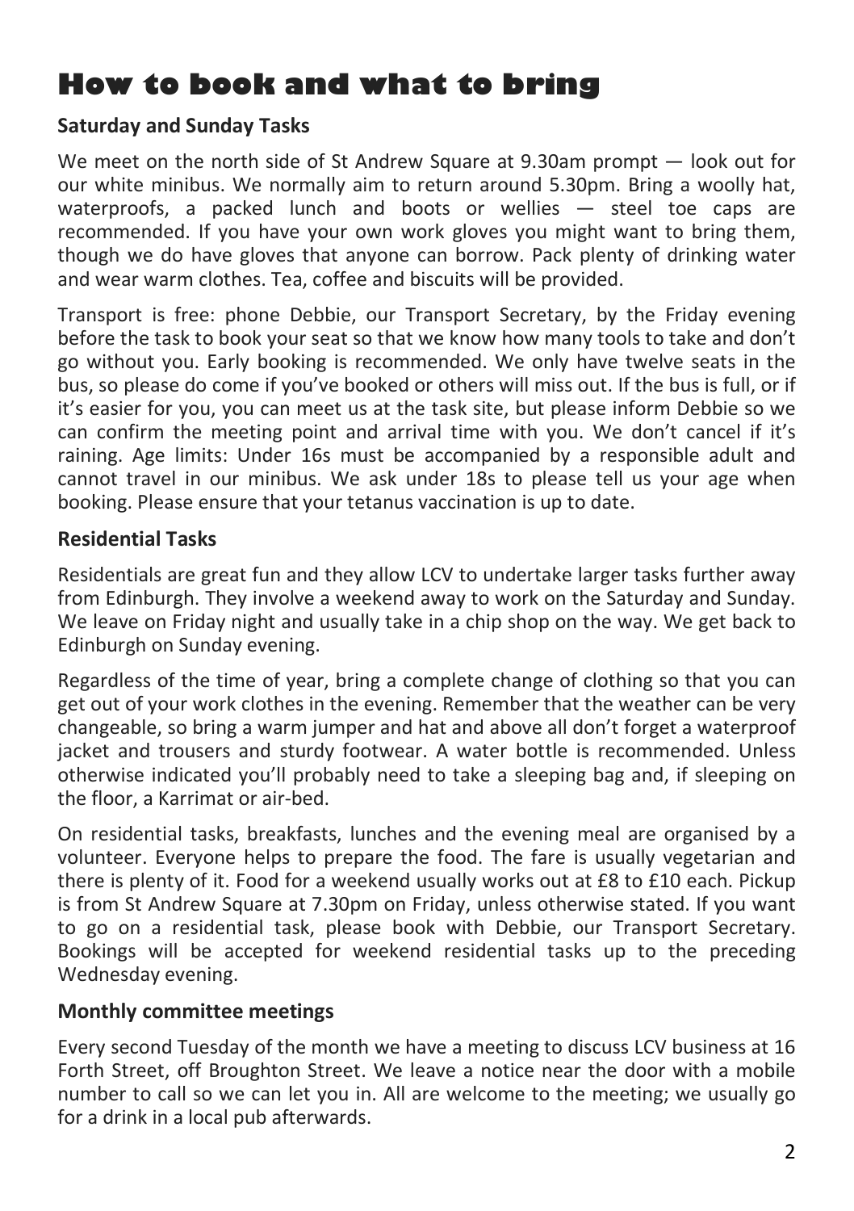# How to book and what to bring

### Saturday and Sunday Tasks

We meet on the north side of St Andrew Square at 9.30am prompt — look out for our white minibus. We normally aim to return around 5.30pm. Bring a woolly hat, waterproofs, a packed lunch and boots or wellies — steel toe caps are recommended. If you have your own work gloves you might want to bring them, though we do have gloves that anyone can borrow. Pack plenty of drinking water and wear warm clothes. Tea, coffee and biscuits will be provided.

Transport is free: phone Debbie, our Transport Secretary, by the Friday evening before the task to book your seat so that we know how many tools to take and don't go without you. Early booking is recommended. We only have twelve seats in the bus, so please do come if you've booked or others will miss out. If the bus is full, or if it's easier for you, you can meet us at the task site, but please inform Debbie so we can confirm the meeting point and arrival time with you. We don't cancel if it's raining. Age limits: Under 16s must be accompanied by a responsible adult and cannot travel in our minibus. We ask under 18s to please tell us your age when booking. Please ensure that your tetanus vaccination is up to date.

### Residential Tasks

Residentials are great fun and they allow LCV to undertake larger tasks further away from Edinburgh. They involve a weekend away to work on the Saturday and Sunday. We leave on Friday night and usually take in a chip shop on the way. We get back to Edinburgh on Sunday evening.

Regardless of the time of year, bring a complete change of clothing so that you can get out of your work clothes in the evening. Remember that the weather can be very changeable, so bring a warm jumper and hat and above all don't forget a waterproof jacket and trousers and sturdy footwear. A water bottle is recommended. Unless otherwise indicated you'll probably need to take a sleeping bag and, if sleeping on the floor, a Karrimat or air-bed.

On residential tasks, breakfasts, lunches and the evening meal are organised by a volunteer. Everyone helps to prepare the food. The fare is usually vegetarian and there is plenty of it. Food for a weekend usually works out at £8 to £10 each. Pickup is from St Andrew Square at 7.30pm on Friday, unless otherwise stated. If you want to go on a residential task, please book with Debbie, our Transport Secretary. Bookings will be accepted for weekend residential tasks up to the preceding Wednesday evening.

### Monthly committee meetings

Every second Tuesday of the month we have a meeting to discuss LCV business at 16 Forth Street, off Broughton Street. We leave a notice near the door with a mobile number to call so we can let you in. All are welcome to the meeting; we usually go for a drink in a local pub afterwards.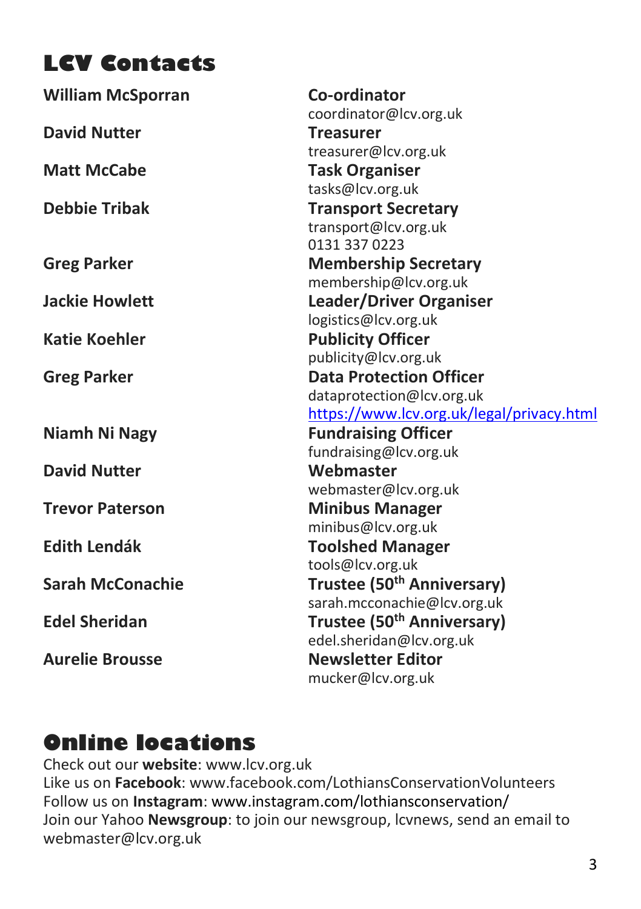# LCV Contacts

| Name | Role / Contact |
| --- | --- |
| **William McSporran** | **Co-ordinator**<br>coordinator@lcv.org.uk |
| **David Nutter** | **Treasurer**<br>treasurer@lcv.org.uk |
| **Matt McCabe** | **Task Organiser**<br>tasks@lcv.org.uk |
| **Debbie Tribak** | **Transport Secretary**<br>transport@lcv.org.uk<br>0131 337 0223 |
| **Greg Parker** | **Membership Secretary**<br>membership@lcv.org.uk |
| **Jackie Howlett** | **Leader/Driver Organiser**<br>logistics@lcv.org.uk |
| **Katie Koehler** | **Publicity Officer**<br>publicity@lcv.org.uk |
| **Greg Parker** | **Data Protection Officer**<br>dataprotection@lcv.org.uk<br>https://www.lcv.org.uk/legal/privacy.html |
| **Niamh Ni Nagy** | **Fundraising Officer**<br>fundraising@lcv.org.uk |
| **David Nutter** | **Webmaster**<br>webmaster@lcv.org.uk |
| **Trevor Paterson** | **Minibus Manager**<br>minibus@lcv.org.uk |
| **Edith Lendák** | **Toolshed Manager**<br>tools@lcv.org.uk |
| **Sarah McConachie** | **Trustee (50th Anniversary)**<br>sarah.mcconachie@lcv.org.uk |
| **Edel Sheridan** | **Trustee (50th Anniversary)**<br>edel.sheridan@lcv.org.uk |
| **Aurelie Brousse** | **Newsletter Editor**<br>mucker@lcv.org.uk |

# Online locations

Check out our **website**: www.lcv.org.uk
Like us on **Facebook**: www.facebook.com/LothiansConservationVolunteers
Follow us on **Instagram**: www.instagram.com/lothiansconservation/
Join our Yahoo **Newsgroup**: to join our newsgroup, lcvnews, send an email to webmaster@lcv.org.uk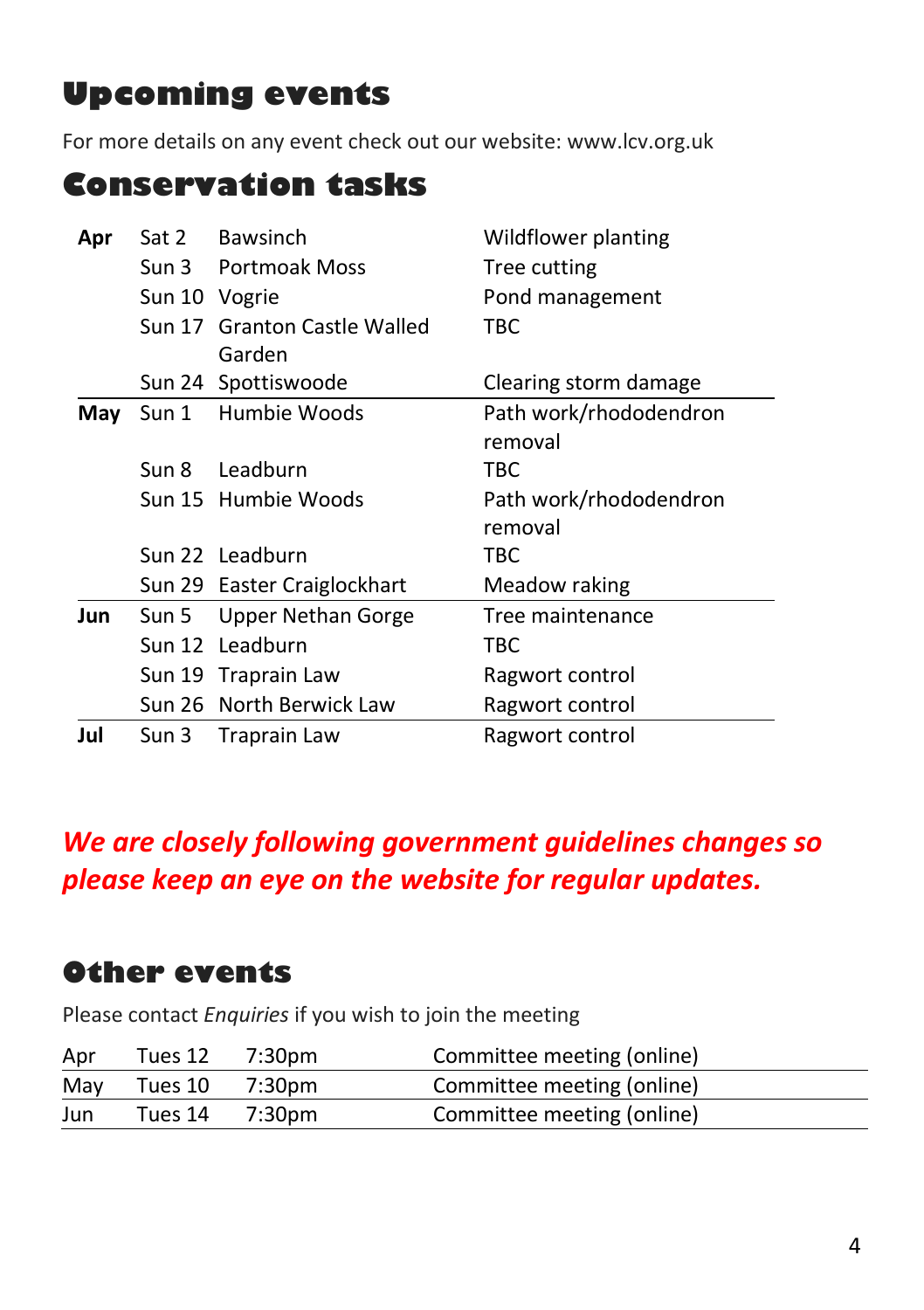# Upcoming events

For more details on any event check out our website: www.lcv.org.uk

## Conservation tasks

| | | | |
|---|---|---|---|
| **Apr** | Sat 2 | Bawsinch | Wildflower planting |
| | Sun 3 | Portmoak Moss | Tree cutting |
| | Sun 10 | Vogrie | Pond management |
| | Sun 17 | Granton Castle Walled Garden | TBC |
| | Sun 24 | Spottiswoode | Clearing storm damage |
| **May** | Sun 1 | Humbie Woods | Path work/rhododendron removal |
| | Sun 8 | Leadburn | TBC |
| | Sun 15 | Humbie Woods | Path work/rhododendron removal |
| | Sun 22 | Leadburn | TBC |
| | Sun 29 | Easter Craiglockhart | Meadow raking |
| **Jun** | Sun 5 | Upper Nethan Gorge | Tree maintenance |
| | Sun 12 | Leadburn | TBC |
| | Sun 19 | Traprain Law | Ragwort control |
| | Sun 26 | North Berwick Law | Ragwort control |
| **Jul** | Sun 3 | Traprain Law | Ragwort control |

***We are closely following government guidelines changes so please keep an eye on the website for regular updates.***

## Other events

Please contact *Enquiries* if you wish to join the meeting

| | | | |
|---|---|---|---|
| Apr | Tues 12 | 7:30pm | Committee meeting (online) |
| May | Tues 10 | 7:30pm | Committee meeting (online) |
| Jun | Tues 14 | 7:30pm | Committee meeting (online) |